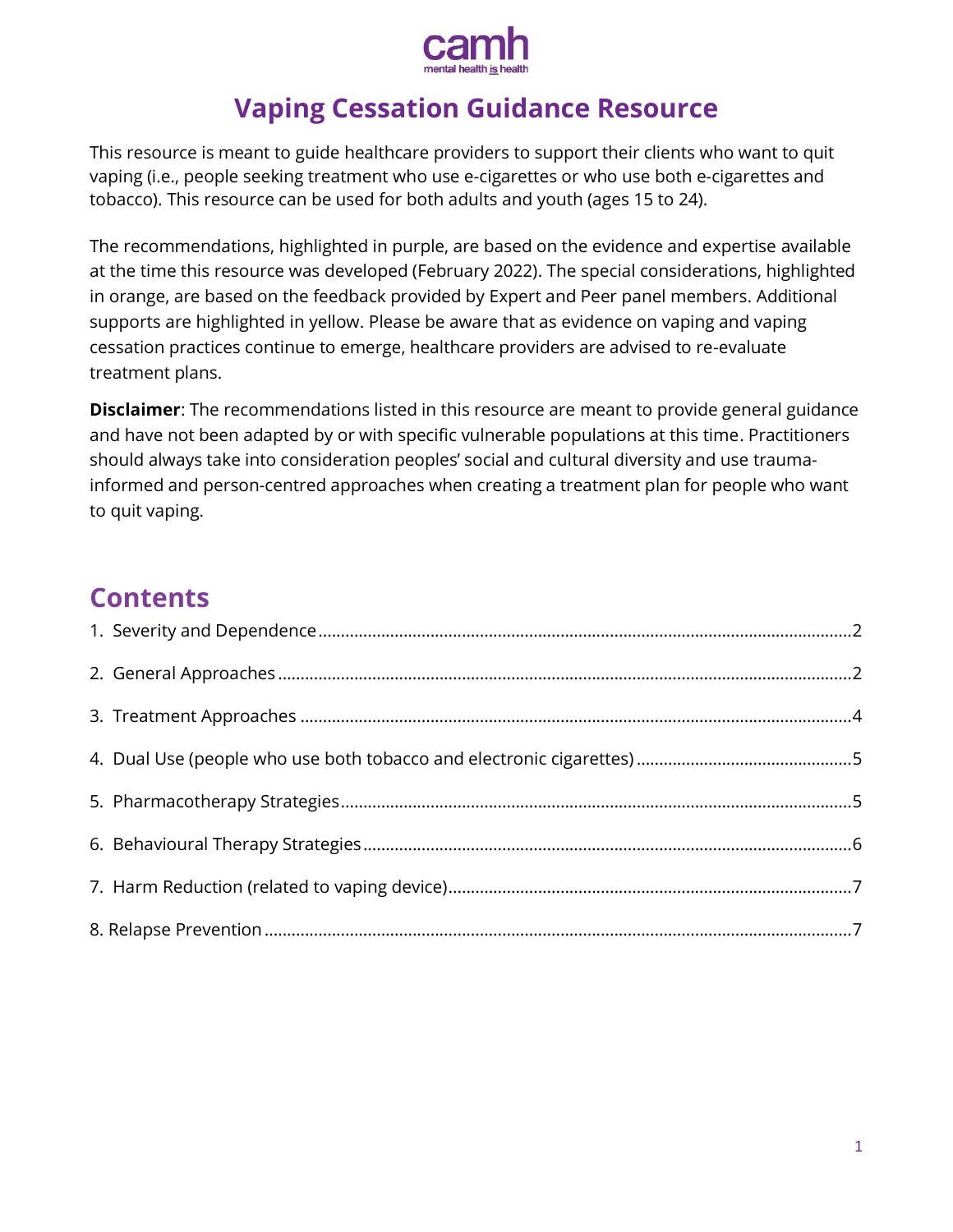camh
mental health is health

# Vaping Cessation Guidance Resource

This resource is meant to guide healthcare providers to support their clients who want to quit vaping (i.e., people seeking treatment who use e-cigarettes or who use both e-cigarettes and tobacco). This resource can be used for both adults and youth (ages 15 to 24).

The recommendations, highlighted in purple, are based on the evidence and expertise available at the time this resource was developed (February 2022). The special considerations, highlighted in orange, are based on the feedback provided by Expert and Peer panel members. Additional supports are highlighted in yellow. Please be aware that as evidence on vaping and vaping cessation practices continue to emerge, healthcare providers are advised to re-evaluate treatment plans.

**Disclaimer**: The recommendations listed in this resource are meant to provide general guidance and have not been adapted by or with specific vulnerable populations at this time. Practitioners should always take into consideration peoples' social and cultural diversity and use trauma-informed and person-centred approaches when creating a treatment plan for people who want to quit vaping.

## Contents

1. Severity and Dependence ........ 2
2. General Approaches ........ 2
3. Treatment Approaches ........ 4
4. Dual Use (people who use both tobacco and electronic cigarettes) ........ 5
5. Pharmacotherapy Strategies ........ 5
6. Behavioural Therapy Strategies ........ 6
7. Harm Reduction (related to vaping device) ........ 7
8. Relapse Prevention ........ 7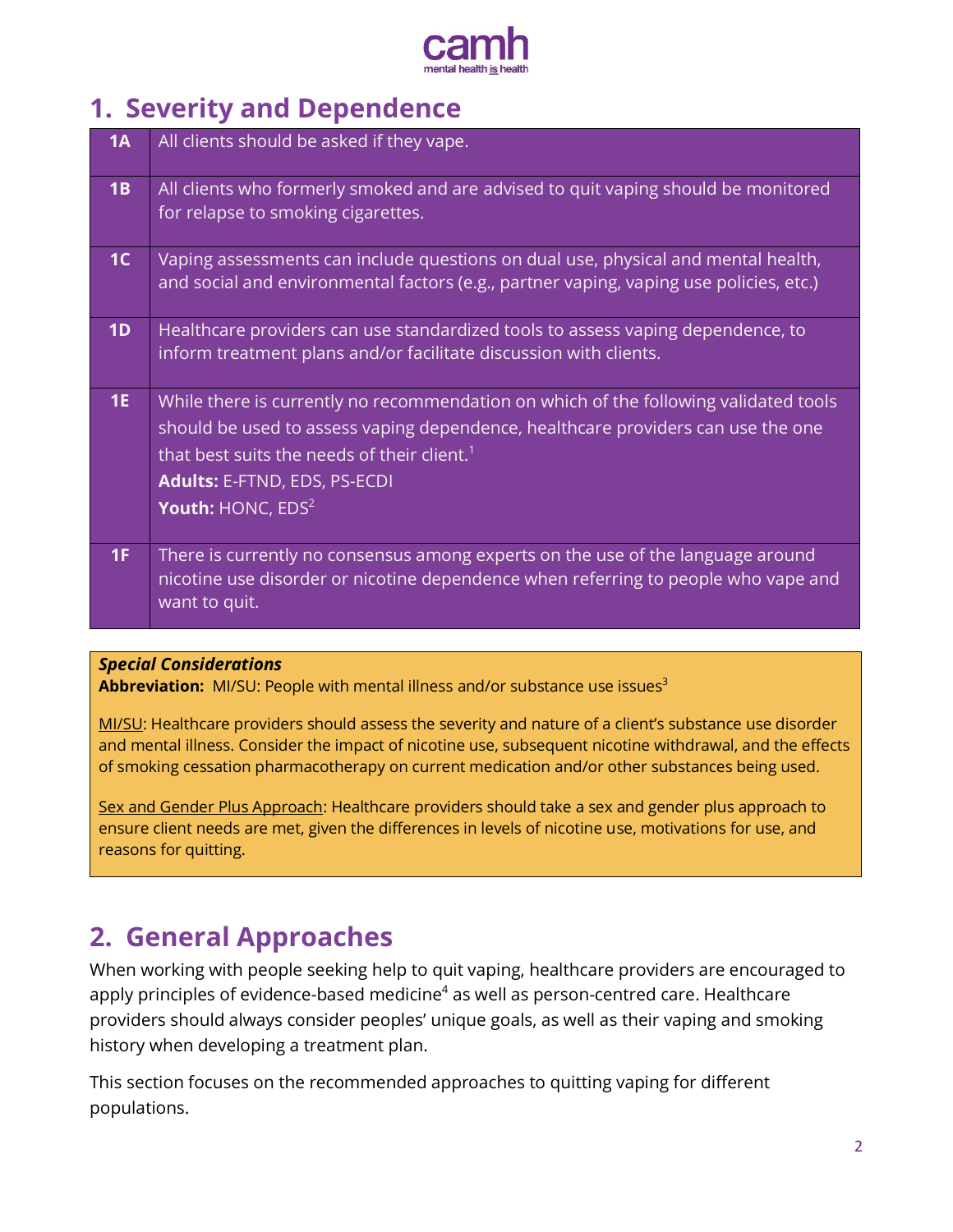## 1. Severity and Dependence

| | |
|---|---|
| **1A** | All clients should be asked if they vape. |
| **1B** | All clients who formerly smoked and are advised to quit vaping should be monitored for relapse to smoking cigarettes. |
| **1C** | Vaping assessments can include questions on dual use, physical and mental health, and social and environmental factors (e.g., partner vaping, vaping use policies, etc.) |
| **1D** | Healthcare providers can use standardized tools to assess vaping dependence, to inform treatment plans and/or facilitate discussion with clients. |
| **1E** | While there is currently no recommendation on which of the following validated tools should be used to assess vaping dependence, healthcare providers can use the one that best suits the needs of their client.[1] <br> **Adults:** E-FTND, EDS, PS-ECDI <br> **Youth:** HONC, EDS[2] |
| **1F** | There is currently no consensus among experts on the use of the language around nicotine use disorder or nicotine dependence when referring to people who vape and want to quit. |

***Special Considerations***

**Abbreviation:** MI/SU: People with mental illness and/or substance use issues[3]

MI/SU: Healthcare providers should assess the severity and nature of a client's substance use disorder and mental illness. Consider the impact of nicotine use, subsequent nicotine withdrawal, and the effects of smoking cessation pharmacotherapy on current medication and/or other substances being used.

Sex and Gender Plus Approach: Healthcare providers should take a sex and gender plus approach to ensure client needs are met, given the differences in levels of nicotine use, motivations for use, and reasons for quitting.

## 2. General Approaches

When working with people seeking help to quit vaping, healthcare providers are encouraged to apply principles of evidence-based medicine[4] as well as person-centred care. Healthcare providers should always consider peoples' unique goals, as well as their vaping and smoking history when developing a treatment plan.

This section focuses on the recommended approaches to quitting vaping for different populations.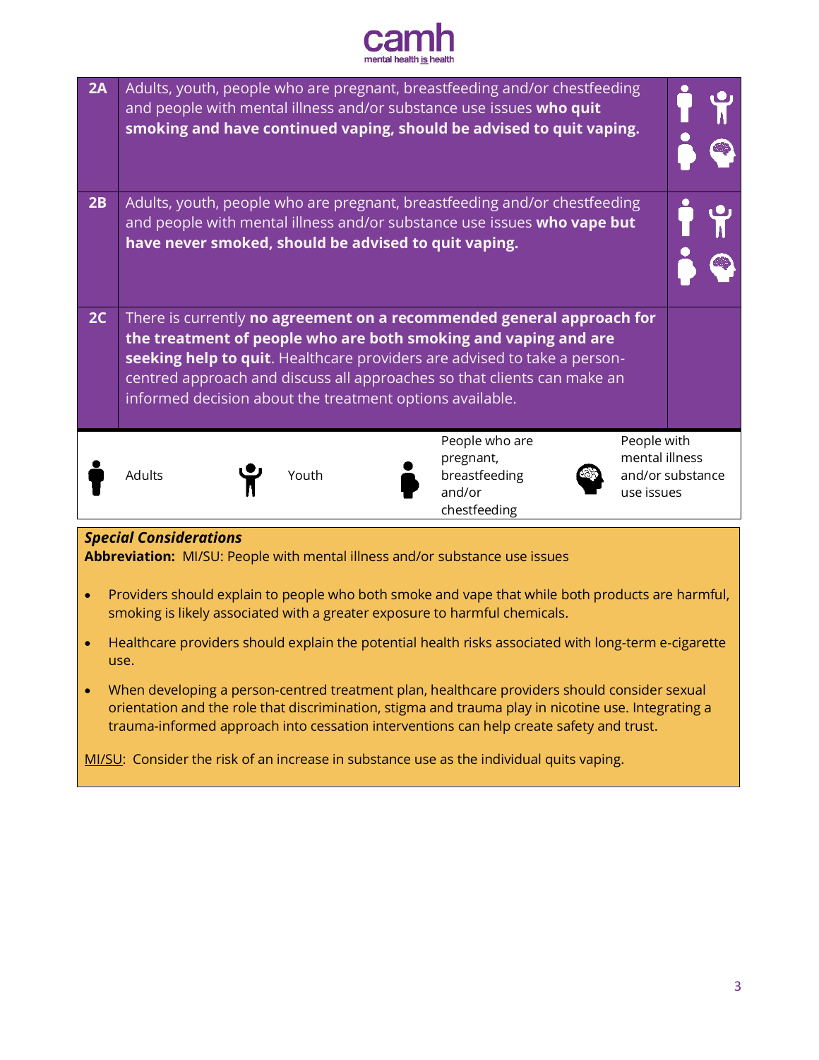| | | |
|---|---|---|
| **2A** | Adults, youth, people who are pregnant, breastfeeding and/or chestfeeding and people with mental illness and/or substance use issues **who quit smoking and have continued vaping, should be advised to quit vaping.** | Adults, Youth, People who are pregnant, breastfeeding and/or chestfeeding, People with mental illness and/or substance use issues |
| **2B** | Adults, youth, people who are pregnant, breastfeeding and/or chestfeeding and people with mental illness and/or substance use issues **who vape but have never smoked, should be advised to quit vaping.** | Adults, Youth, People who are pregnant, breastfeeding and/or chestfeeding, People with mental illness and/or substance use issues |
| **2C** | There is currently **no agreement on a recommended general approach for the treatment of people who are both smoking and vaping and are seeking help to quit**. Healthcare providers are advised to take a person-centred approach and discuss all approaches so that clients can make an informed decision about the treatment options available. | |

| Adults | Youth | People who are pregnant, breastfeeding and/or chestfeeding | People with mental illness and/or substance use issues |
|---|---|---|---|

***Special Considerations***

**Abbreviation:** MI/SU: People with mental illness and/or substance use issues

- Providers should explain to people who both smoke and vape that while both products are harmful, smoking is likely associated with a greater exposure to harmful chemicals.
- Healthcare providers should explain the potential health risks associated with long-term e-cigarette use.
- When developing a person-centred treatment plan, healthcare providers should consider sexual orientation and the role that discrimination, stigma and trauma play in nicotine use. Integrating a trauma-informed approach into cessation interventions can help create safety and trust.

MI/SU: Consider the risk of an increase in substance use as the individual quits vaping.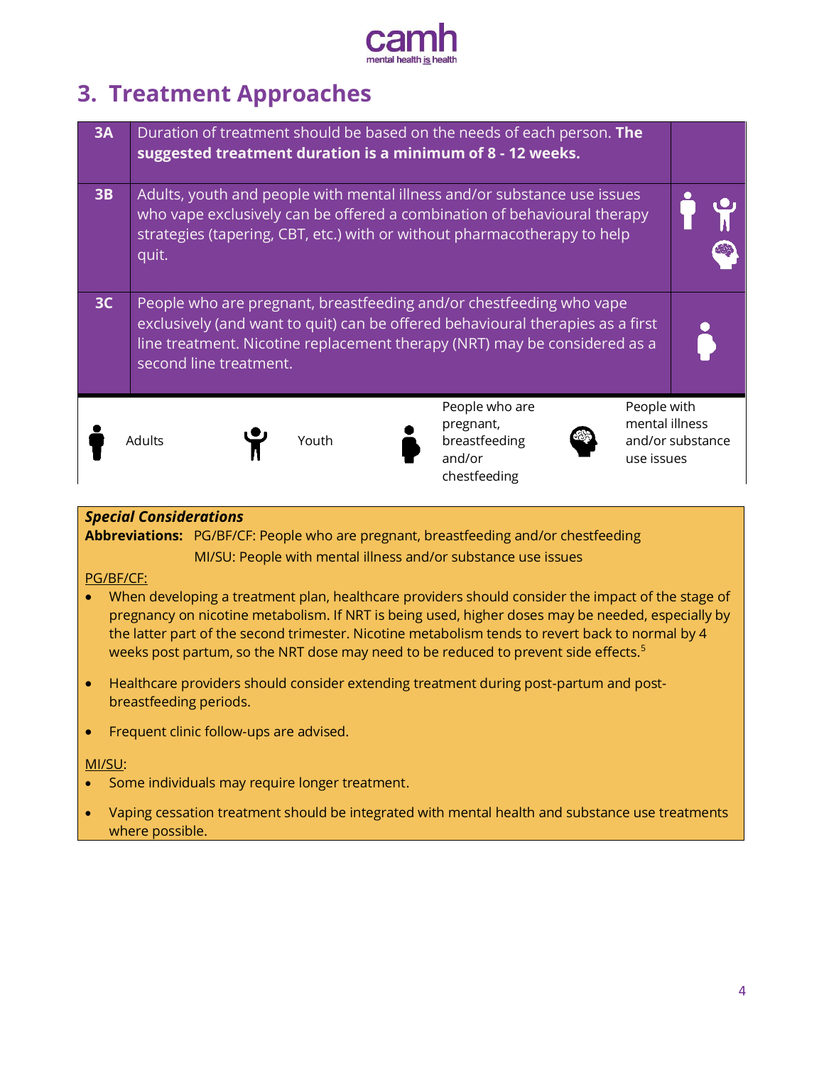## 3. Treatment Approaches

| | | |
|---|---|---|
| 3A | Duration of treatment should be based on the needs of each person. **The suggested treatment duration is a minimum of 8 - 12 weeks.** | |
| 3B | Adults, youth and people with mental illness and/or substance use issues who vape exclusively can be offered a combination of behavioural therapy strategies (tapering, CBT, etc.) with or without pharmacotherapy to help quit. | Adults, Youth, People with mental illness and/or substance use issues |
| 3C | People who are pregnant, breastfeeding and/or chestfeeding who vape exclusively (and want to quit) can be offered behavioural therapies as a first line treatment. Nicotine replacement therapy (NRT) may be considered as a second line treatment. | People who are pregnant, breastfeeding and/or chestfeeding |

Legend: Adults | Youth | People who are pregnant, breastfeeding and/or chestfeeding | People with mental illness and/or substance use issues

***Special Considerations***

**Abbreviations:** PG/BF/CF: People who are pregnant, breastfeeding and/or chestfeeding
MI/SU: People with mental illness and/or substance use issues

PG/BF/CF:

- When developing a treatment plan, healthcare providers should consider the impact of the stage of pregnancy on nicotine metabolism. If NRT is being used, higher doses may be needed, especially by the latter part of the second trimester. Nicotine metabolism tends to revert back to normal by 4 weeks post partum, so the NRT dose may need to be reduced to prevent side effects.[5]
- Healthcare providers should consider extending treatment during post-partum and post-breastfeeding periods.
- Frequent clinic follow-ups are advised.

MI/SU:

- Some individuals may require longer treatment.
- Vaping cessation treatment should be integrated with mental health and substance use treatments where possible.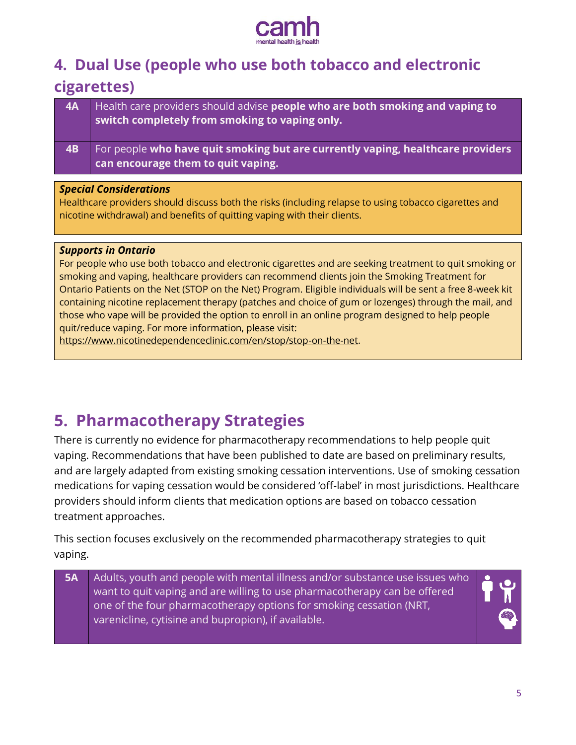## 4. Dual Use (people who use both tobacco and electronic cigarettes)

| | |
|---|---|
| **4A** | Health care providers should advise **people who are both smoking and vaping to switch completely from smoking to vaping only.** |
| **4B** | For people **who have quit smoking but are currently vaping, healthcare providers can encourage them to quit vaping.** |

***Special Considerations***

Healthcare providers should discuss both the risks (including relapse to using tobacco cigarettes and nicotine withdrawal) and benefits of quitting vaping with their clients.

***Supports in Ontario***

For people who use both tobacco and electronic cigarettes and are seeking treatment to quit smoking or smoking and vaping, healthcare providers can recommend clients join the Smoking Treatment for Ontario Patients on the Net (STOP on the Net) Program. Eligible individuals will be sent a free 8-week kit containing nicotine replacement therapy (patches and choice of gum or lozenges) through the mail, and those who vape will be provided the option to enroll in an online program designed to help people quit/reduce vaping. For more information, please visit: https://www.nicotinedependenceclinic.com/en/stop/stop-on-the-net.

## 5. Pharmacotherapy Strategies

There is currently no evidence for pharmacotherapy recommendations to help people quit vaping. Recommendations that have been published to date are based on preliminary results, and are largely adapted from existing smoking cessation interventions. Use of smoking cessation medications for vaping cessation would be considered 'off-label' in most jurisdictions. Healthcare providers should inform clients that medication options are based on tobacco cessation treatment approaches.

This section focuses exclusively on the recommended pharmacotherapy strategies to quit vaping.

| | |
|---|---|
| **5A** | Adults, youth and people with mental illness and/or substance use issues who want to quit vaping and are willing to use pharmacotherapy can be offered one of the four pharmacotherapy options for smoking cessation (NRT, varenicline, cytisine and bupropion), if available. |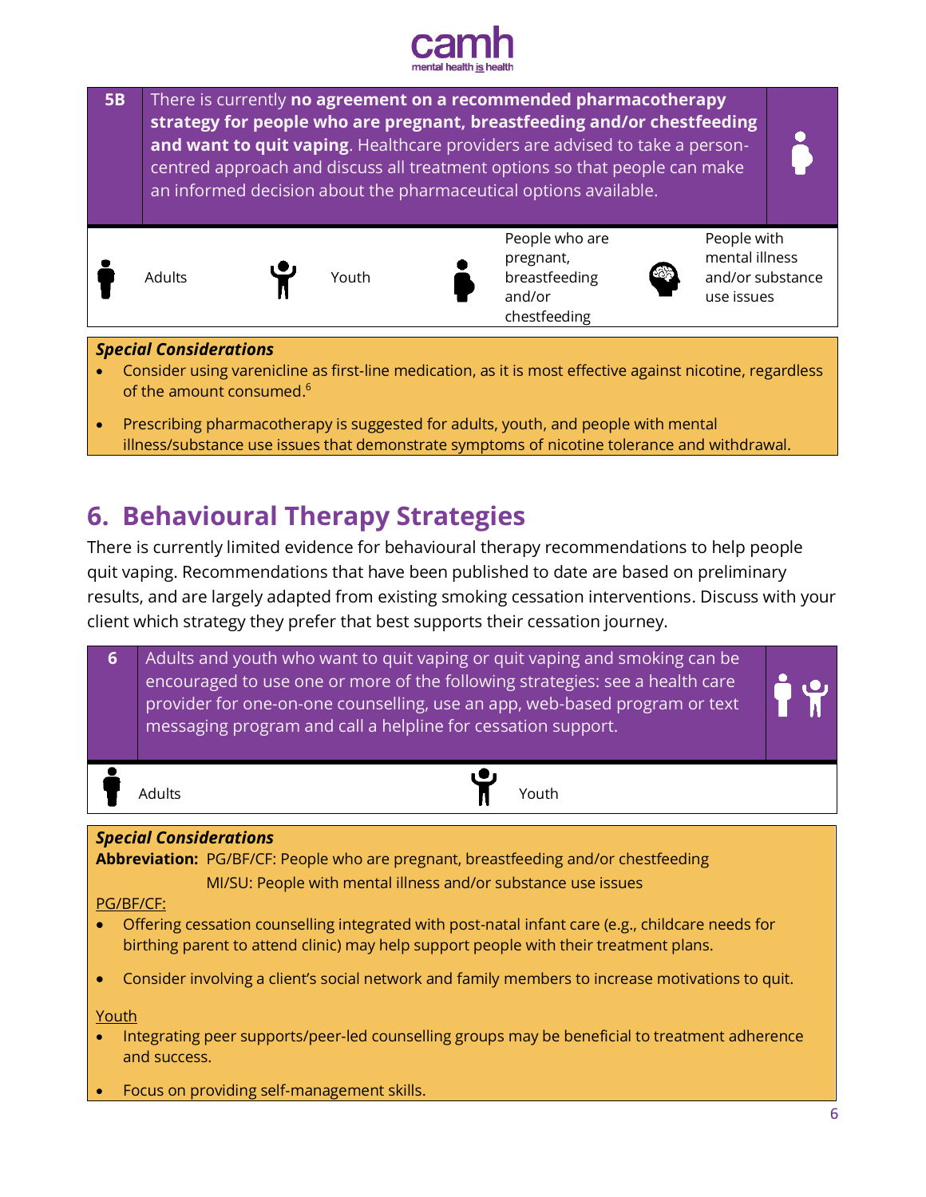| 5B | There is currently **no agreement on a recommended pharmacotherapy strategy for people who are pregnant, breastfeeding and/or chestfeeding and want to quit vaping**. Healthcare providers are advised to take a person-centred approach and discuss all treatment options so that people can make an informed decision about the pharmaceutical options available. |
|---|---|

Adults | Youth | People who are pregnant, breastfeeding and/or chestfeeding | People with mental illness and/or substance use issues

***Special Considerations***

- Consider using varenicline as first-line medication, as it is most effective against nicotine, regardless of the amount consumed.[6]
- Prescribing pharmacotherapy is suggested for adults, youth, and people with mental illness/substance use issues that demonstrate symptoms of nicotine tolerance and withdrawal.

## 6. Behavioural Therapy Strategies

There is currently limited evidence for behavioural therapy recommendations to help people quit vaping. Recommendations that have been published to date are based on preliminary results, and are largely adapted from existing smoking cessation interventions. Discuss with your client which strategy they prefer that best supports their cessation journey.

| 6 | Adults and youth who want to quit vaping or quit vaping and smoking can be encouraged to use one or more of the following strategies: see a health care provider for one-on-one counselling, use an app, web-based program or text messaging program and call a helpline for cessation support. |
|---|---|

Adults | Youth

***Special Considerations***

**Abbreviation:** PG/BF/CF: People who are pregnant, breastfeeding and/or chestfeeding
MI/SU: People with mental illness and/or substance use issues

<u>PG/BF/CF:</u>

- Offering cessation counselling integrated with post-natal infant care (e.g., childcare needs for birthing parent to attend clinic) may help support people with their treatment plans.
- Consider involving a client's social network and family members to increase motivations to quit.

<u>Youth</u>

- Integrating peer supports/peer-led counselling groups may be beneficial to treatment adherence and success.
- Focus on providing self-management skills.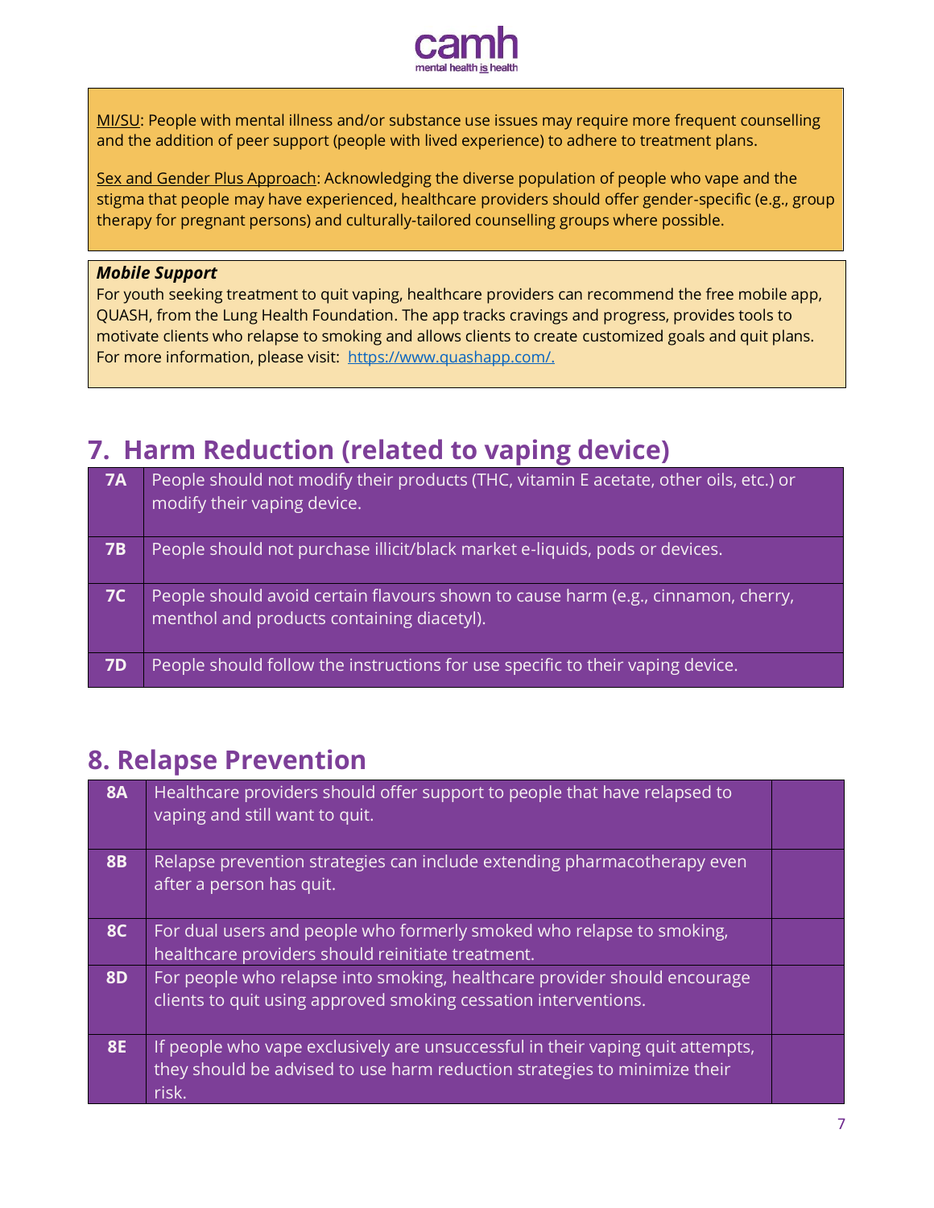MI/SU: People with mental illness and/or substance use issues may require more frequent counselling and the addition of peer support (people with lived experience) to adhere to treatment plans.

Sex and Gender Plus Approach: Acknowledging the diverse population of people who vape and the stigma that people may have experienced, healthcare providers should offer gender-specific (e.g., group therapy for pregnant persons) and culturally-tailored counselling groups where possible.

***Mobile Support***
For youth seeking treatment to quit vaping, healthcare providers can recommend the free mobile app, QUASH, from the Lung Health Foundation. The app tracks cravings and progress, provides tools to motivate clients who relapse to smoking and allows clients to create customized goals and quit plans. For more information, please visit: [https://www.quashapp.com/.](https://www.quashapp.com/)

## 7. Harm Reduction (related to vaping device)

| | |
|---|---|
| **7A** | People should not modify their products (THC, vitamin E acetate, other oils, etc.) or modify their vaping device. |
| **7B** | People should not purchase illicit/black market e-liquids, pods or devices. |
| **7C** | People should avoid certain flavours shown to cause harm (e.g., cinnamon, cherry, menthol and products containing diacetyl). |
| **7D** | People should follow the instructions for use specific to their vaping device. |

## 8. Relapse Prevention

| | | |
|---|---|---|
| **8A** | Healthcare providers should offer support to people that have relapsed to vaping and still want to quit. | |
| **8B** | Relapse prevention strategies can include extending pharmacotherapy even after a person has quit. | |
| **8C** | For dual users and people who formerly smoked who relapse to smoking, healthcare providers should reinitiate treatment. | |
| **8D** | For people who relapse into smoking, healthcare provider should encourage clients to quit using approved smoking cessation interventions. | |
| **8E** | If people who vape exclusively are unsuccessful in their vaping quit attempts, they should be advised to use harm reduction strategies to minimize their risk. | |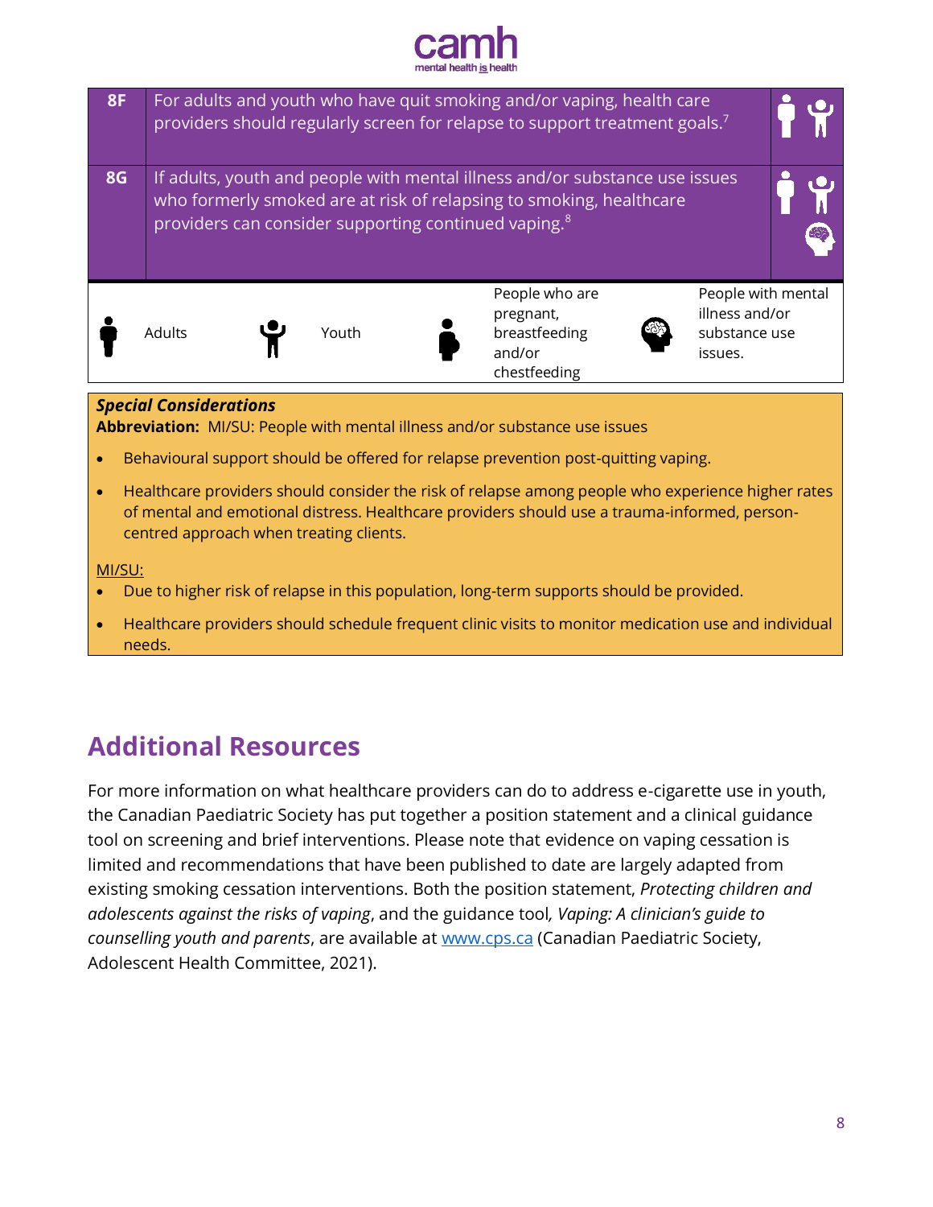| | | |
|---|---|---|
| **8F** | For adults and youth who have quit smoking and/or vaping, health care providers should regularly screen for relapse to support treatment goals.[7] | Adults, Youth |
| **8G** | If adults, youth and people with mental illness and/or substance use issues who formerly smoked are at risk of relapsing to smoking, healthcare providers can consider supporting continued vaping.[8] | Adults, Youth, People with mental illness and/or substance use issues |

Legend: Adults | Youth | People who are pregnant, breastfeeding and/or chestfeeding | People with mental illness and/or substance use issues.

***Special Considerations***

**Abbreviation:** MI/SU: People with mental illness and/or substance use issues

- Behavioural support should be offered for relapse prevention post-quitting vaping.
- Healthcare providers should consider the risk of relapse among people who experience higher rates of mental and emotional distress. Healthcare providers should use a trauma-informed, person-centred approach when treating clients.

MI/SU:

- Due to higher risk of relapse in this population, long-term supports should be provided.
- Healthcare providers should schedule frequent clinic visits to monitor medication use and individual needs.

## Additional Resources

For more information on what healthcare providers can do to address e-cigarette use in youth, the Canadian Paediatric Society has put together a position statement and a clinical guidance tool on screening and brief interventions. Please note that evidence on vaping cessation is limited and recommendations that have been published to date are largely adapted from existing smoking cessation interventions. Both the position statement, *Protecting children and adolescents against the risks of vaping*, and the guidance tool*, Vaping: A clinician's guide to counselling youth and parents*, are available at www.cps.ca (Canadian Paediatric Society, Adolescent Health Committee, 2021).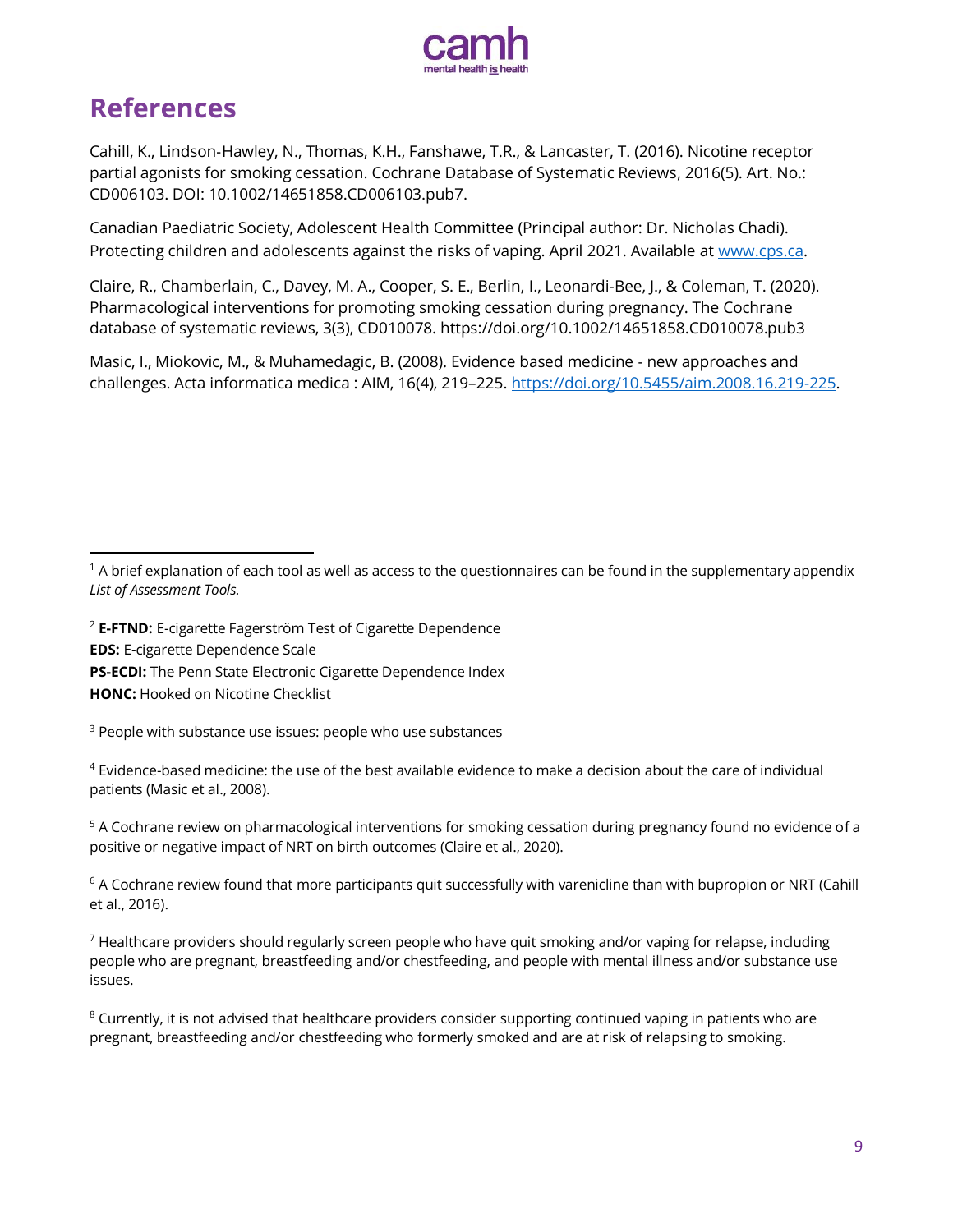# References

Cahill, K., Lindson-Hawley, N., Thomas, K.H., Fanshawe, T.R., & Lancaster, T. (2016). Nicotine receptor partial agonists for smoking cessation. Cochrane Database of Systematic Reviews, 2016(5). Art. No.: CD006103. DOI: 10.1002/14651858.CD006103.pub7.

Canadian Paediatric Society, Adolescent Health Committee (Principal author: Dr. Nicholas Chadi). Protecting children and adolescents against the risks of vaping. April 2021. Available at www.cps.ca.

Claire, R., Chamberlain, C., Davey, M. A., Cooper, S. E., Berlin, I., Leonardi-Bee, J., & Coleman, T. (2020). Pharmacological interventions for promoting smoking cessation during pregnancy. The Cochrane database of systematic reviews, 3(3), CD010078. https://doi.org/10.1002/14651858.CD010078.pub3

Masic, I., Miokovic, M., & Muhamedagic, B. (2008). Evidence based medicine - new approaches and challenges. Acta informatica medica : AIM, 16(4), 219–225. https://doi.org/10.5455/aim.2008.16.219-225.

---

[1] A brief explanation of each tool as well as access to the questionnaires can be found in the supplementary appendix *List of Assessment Tools.*

[2] **E-FTND:** E-cigarette Fagerström Test of Cigarette Dependence
**EDS:** E-cigarette Dependence Scale
**PS-ECDI:** The Penn State Electronic Cigarette Dependence Index
**HONC:** Hooked on Nicotine Checklist

[3] People with substance use issues: people who use substances

[4] Evidence-based medicine: the use of the best available evidence to make a decision about the care of individual patients (Masic et al., 2008).

[5] A Cochrane review on pharmacological interventions for smoking cessation during pregnancy found no evidence of a positive or negative impact of NRT on birth outcomes (Claire et al., 2020).

[6] A Cochrane review found that more participants quit successfully with varenicline than with bupropion or NRT (Cahill et al., 2016).

[7] Healthcare providers should regularly screen people who have quit smoking and/or vaping for relapse, including people who are pregnant, breastfeeding and/or chestfeeding, and people with mental illness and/or substance use issues.

[8] Currently, it is not advised that healthcare providers consider supporting continued vaping in patients who are pregnant, breastfeeding and/or chestfeeding who formerly smoked and are at risk of relapsing to smoking.